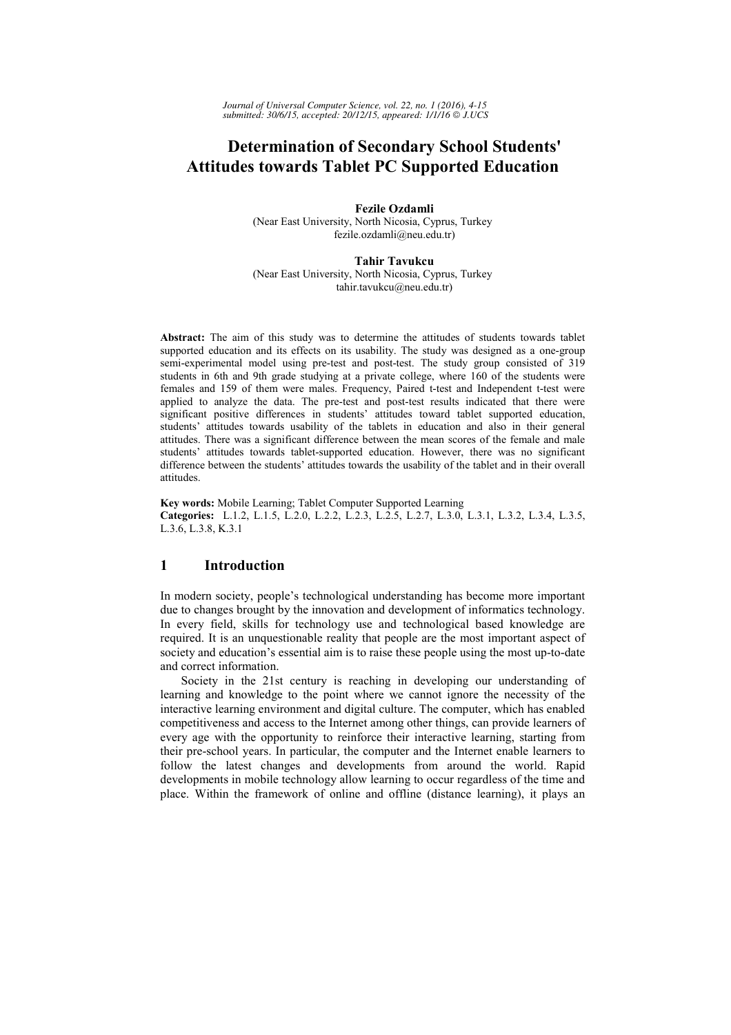# Determination of Secondary School Students' Attitudes towards Tablet PC Supported Education

**Fezile Ozdamli**
(Near East University, North Nicosia, Cyprus, Turkey
fezile.ozdamli@neu.edu.tr)

**Tahir Tavukcu**
(Near East University, North Nicosia, Cyprus, Turkey
tahir.tavukcu@neu.edu.tr)

**Abstract:** The aim of this study was to determine the attitudes of students towards tablet supported education and its effects on its usability. The study was designed as a one-group semi-experimental model using pre-test and post-test. The study group consisted of 319 students in 6th and 9th grade studying at a private college, where 160 of the students were females and 159 of them were males. Frequency, Paired t-test and Independent t-test were applied to analyze the data. The pre-test and post-test results indicated that there were significant positive differences in students' attitudes toward tablet supported education, students' attitudes towards usability of the tablets in education and also in their general attitudes. There was a significant difference between the mean scores of the female and male students' attitudes towards tablet-supported education. However, there was no significant difference between the students' attitudes towards the usability of the tablet and in their overall attitudes.

**Key words:** Mobile Learning; Tablet Computer Supported Learning
**Categories:** L.1.2, L.1.5, L.2.0, L.2.2, L.2.3, L.2.5, L.2.7, L.3.0, L.3.1, L.3.2, L.3.4, L.3.5, L.3.6, L.3.8, K.3.1

## 1 Introduction

In modern society, people's technological understanding has become more important due to changes brought by the innovation and development of informatics technology. In every field, skills for technology use and technological based knowledge are required. It is an unquestionable reality that people are the most important aspect of society and education's essential aim is to raise these people using the most up-to-date and correct information.

Society in the 21st century is reaching in developing our understanding of learning and knowledge to the point where we cannot ignore the necessity of the interactive learning environment and digital culture. The computer, which has enabled competitiveness and access to the Internet among other things, can provide learners of every age with the opportunity to reinforce their interactive learning, starting from their pre-school years. In particular, the computer and the Internet enable learners to follow the latest changes and developments from around the world. Rapid developments in mobile technology allow learning to occur regardless of the time and place. Within the framework of online and offline (distance learning), it plays an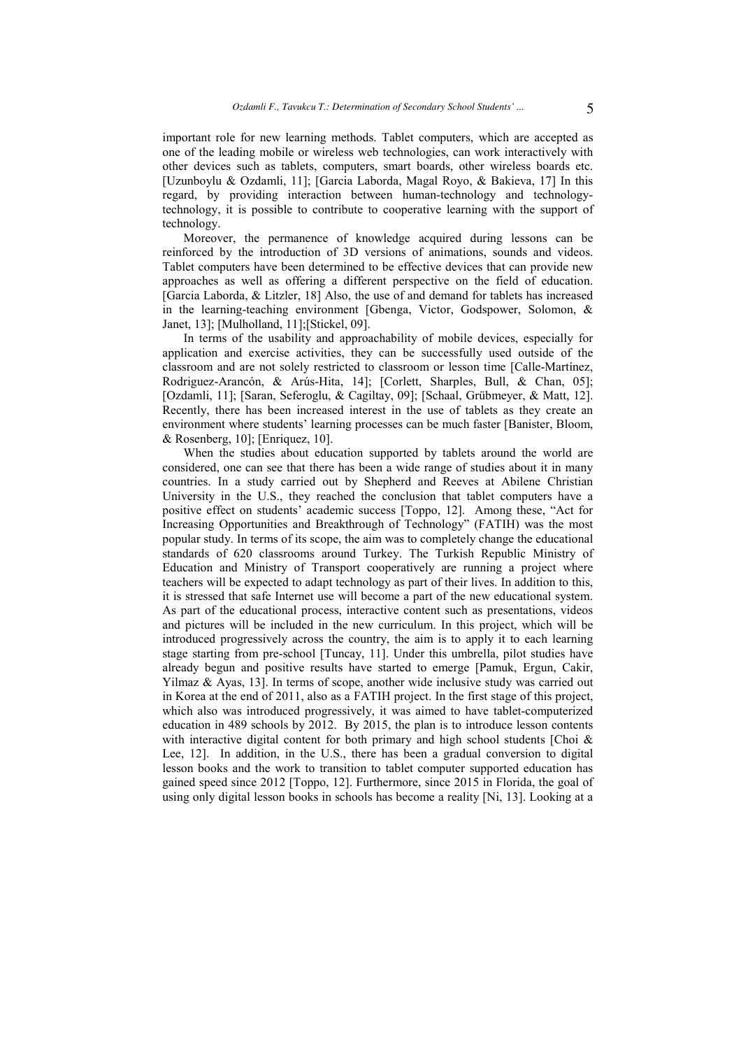important role for new learning methods. Tablet computers, which are accepted as one of the leading mobile or wireless web technologies, can work interactively with other devices such as tablets, computers, smart boards, other wireless boards etc. [Uzunboylu & Ozdamli, 11]; [Garcia Laborda, Magal Royo, & Bakieva, 17] In this regard, by providing interaction between human-technology and technology-technology, it is possible to contribute to cooperative learning with the support of technology.

Moreover, the permanence of knowledge acquired during lessons can be reinforced by the introduction of 3D versions of animations, sounds and videos. Tablet computers have been determined to be effective devices that can provide new approaches as well as offering a different perspective on the field of education. [Garcia Laborda, & Litzler, 18] Also, the use of and demand for tablets has increased in the learning-teaching environment [Gbenga, Victor, Godspower, Solomon, & Janet, 13]; [Mulholland, 11];[Stickel, 09].

In terms of the usability and approachability of mobile devices, especially for application and exercise activities, they can be successfully used outside of the classroom and are not solely restricted to classroom or lesson time [Calle-Martínez, Rodriguez-Arancón, & Arús-Hita, 14]; [Corlett, Sharples, Bull, & Chan, 05]; [Ozdamli, 11]; [Saran, Seferoglu, & Cagiltay, 09]; [Schaal, Grübmeyer, & Matt, 12]. Recently, there has been increased interest in the use of tablets as they create an environment where students' learning processes can be much faster [Banister, Bloom, & Rosenberg, 10]; [Enriquez, 10].

When the studies about education supported by tablets around the world are considered, one can see that there has been a wide range of studies about it in many countries. In a study carried out by Shepherd and Reeves at Abilene Christian University in the U.S., they reached the conclusion that tablet computers have a positive effect on students' academic success [Toppo, 12]. Among these, "Act for Increasing Opportunities and Breakthrough of Technology" (FATIH) was the most popular study. In terms of its scope, the aim was to completely change the educational standards of 620 classrooms around Turkey. The Turkish Republic Ministry of Education and Ministry of Transport cooperatively are running a project where teachers will be expected to adapt technology as part of their lives. In addition to this, it is stressed that safe Internet use will become a part of the new educational system. As part of the educational process, interactive content such as presentations, videos and pictures will be included in the new curriculum. In this project, which will be introduced progressively across the country, the aim is to apply it to each learning stage starting from pre-school [Tuncay, 11]. Under this umbrella, pilot studies have already begun and positive results have started to emerge [Pamuk, Ergun, Cakir, Yilmaz & Ayas, 13]. In terms of scope, another wide inclusive study was carried out in Korea at the end of 2011, also as a FATIH project. In the first stage of this project, which also was introduced progressively, it was aimed to have tablet-computerized education in 489 schools by 2012. By 2015, the plan is to introduce lesson contents with interactive digital content for both primary and high school students [Choi & Lee, 12]. In addition, in the U.S., there has been a gradual conversion to digital lesson books and the work to transition to tablet computer supported education has gained speed since 2012 [Toppo, 12]. Furthermore, since 2015 in Florida, the goal of using only digital lesson books in schools has become a reality [Ni, 13]. Looking at a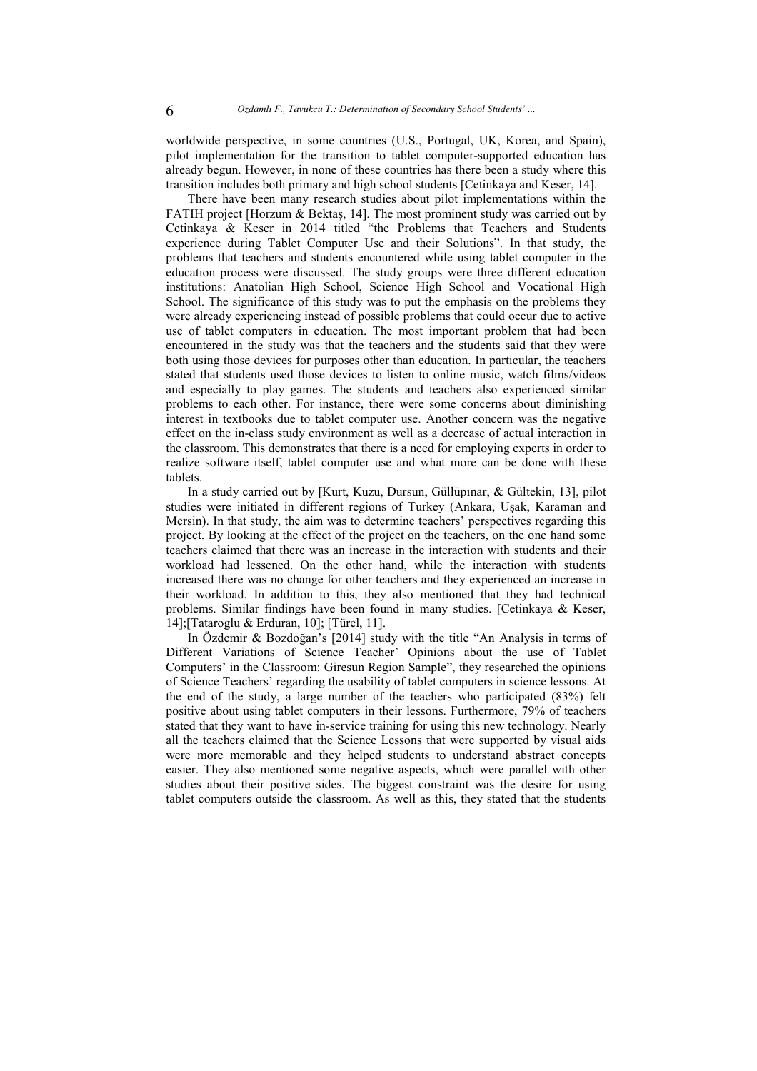worldwide perspective, in some countries (U.S., Portugal, UK, Korea, and Spain), pilot implementation for the transition to tablet computer-supported education has already begun. However, in none of these countries has there been a study where this transition includes both primary and high school students [Cetinkaya and Keser, 14].

There have been many research studies about pilot implementations within the FATIH project [Horzum & Bektaş, 14]. The most prominent study was carried out by Cetinkaya & Keser in 2014 titled "the Problems that Teachers and Students experience during Tablet Computer Use and their Solutions". In that study, the problems that teachers and students encountered while using tablet computer in the education process were discussed. The study groups were three different education institutions: Anatolian High School, Science High School and Vocational High School. The significance of this study was to put the emphasis on the problems they were already experiencing instead of possible problems that could occur due to active use of tablet computers in education. The most important problem that had been encountered in the study was that the teachers and the students said that they were both using those devices for purposes other than education. In particular, the teachers stated that students used those devices to listen to online music, watch films/videos and especially to play games. The students and teachers also experienced similar problems to each other. For instance, there were some concerns about diminishing interest in textbooks due to tablet computer use. Another concern was the negative effect on the in-class study environment as well as a decrease of actual interaction in the classroom. This demonstrates that there is a need for employing experts in order to realize software itself, tablet computer use and what more can be done with these tablets.

In a study carried out by [Kurt, Kuzu, Dursun, Güllüpınar, & Gültekin, 13], pilot studies were initiated in different regions of Turkey (Ankara, Uşak, Karaman and Mersin). In that study, the aim was to determine teachers' perspectives regarding this project. By looking at the effect of the project on the teachers, on the one hand some teachers claimed that there was an increase in the interaction with students and their workload had lessened. On the other hand, while the interaction with students increased there was no change for other teachers and they experienced an increase in their workload. In addition to this, they also mentioned that they had technical problems. Similar findings have been found in many studies. [Cetinkaya & Keser, 14];[Tataroglu & Erduran, 10]; [Türel, 11].

In Özdemir & Bozdoğan's [2014] study with the title "An Analysis in terms of Different Variations of Science Teacher' Opinions about the use of Tablet Computers' in the Classroom: Giresun Region Sample", they researched the opinions of Science Teachers' regarding the usability of tablet computers in science lessons. At the end of the study, a large number of the teachers who participated (83%) felt positive about using tablet computers in their lessons. Furthermore, 79% of teachers stated that they want to have in-service training for using this new technology. Nearly all the teachers claimed that the Science Lessons that were supported by visual aids were more memorable and they helped students to understand abstract concepts easier. They also mentioned some negative aspects, which were parallel with other studies about their positive sides. The biggest constraint was the desire for using tablet computers outside the classroom. As well as this, they stated that the students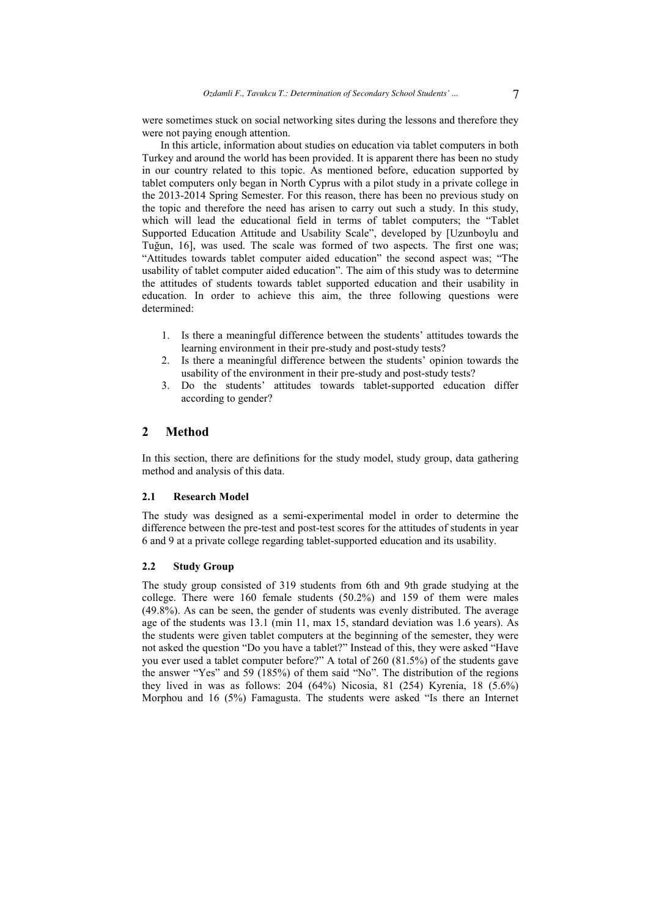were sometimes stuck on social networking sites during the lessons and therefore they were not paying enough attention.

In this article, information about studies on education via tablet computers in both Turkey and around the world has been provided. It is apparent there has been no study in our country related to this topic. As mentioned before, education supported by tablet computers only began in North Cyprus with a pilot study in a private college in the 2013-2014 Spring Semester. For this reason, there has been no previous study on the topic and therefore the need has arisen to carry out such a study. In this study, which will lead the educational field in terms of tablet computers; the "Tablet Supported Education Attitude and Usability Scale", developed by [Uzunboylu and Tuğun, 16], was used. The scale was formed of two aspects. The first one was; "Attitudes towards tablet computer aided education" the second aspect was; "The usability of tablet computer aided education". The aim of this study was to determine the attitudes of students towards tablet supported education and their usability in education. In order to achieve this aim, the three following questions were determined:

1. Is there a meaningful difference between the students' attitudes towards the learning environment in their pre-study and post-study tests?
2. Is there a meaningful difference between the students' opinion towards the usability of the environment in their pre-study and post-study tests?
3. Do the students' attitudes towards tablet-supported education differ according to gender?

## 2 Method

In this section, there are definitions for the study model, study group, data gathering method and analysis of this data.

### 2.1 Research Model

The study was designed as a semi-experimental model in order to determine the difference between the pre-test and post-test scores for the attitudes of students in year 6 and 9 at a private college regarding tablet-supported education and its usability.

### 2.2 Study Group

The study group consisted of 319 students from 6th and 9th grade studying at the college. There were 160 female students (50.2%) and 159 of them were males (49.8%). As can be seen, the gender of students was evenly distributed. The average age of the students was 13.1 (min 11, max 15, standard deviation was 1.6 years). As the students were given tablet computers at the beginning of the semester, they were not asked the question "Do you have a tablet?" Instead of this, they were asked "Have you ever used a tablet computer before?" A total of 260 (81.5%) of the students gave the answer "Yes" and 59 (185%) of them said "No". The distribution of the regions they lived in was as follows: 204 (64%) Nicosia, 81 (254) Kyrenia, 18 (5.6%) Morphou and 16 (5%) Famagusta. The students were asked "Is there an Internet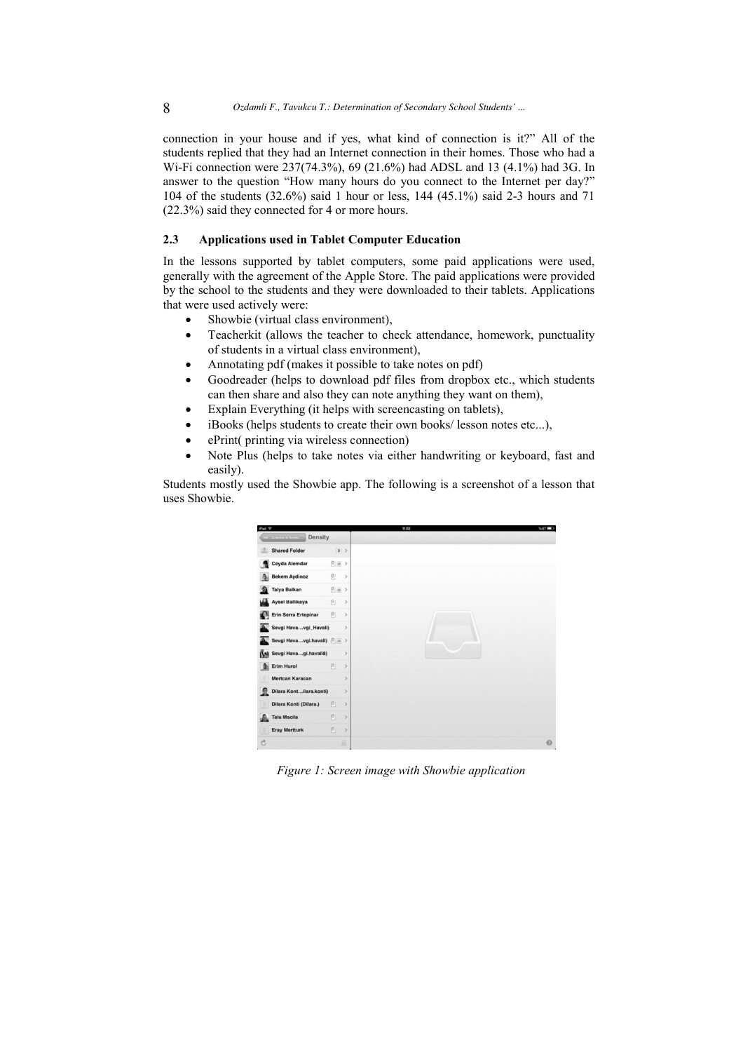connection in your house and if yes, what kind of connection is it?" All of the students replied that they had an Internet connection in their homes. Those who had a Wi-Fi connection were 237(74.3%), 69 (21.6%) had ADSL and 13 (4.1%) had 3G. In answer to the question "How many hours do you connect to the Internet per day?" 104 of the students (32.6%) said 1 hour or less, 144 (45.1%) said 2-3 hours and 71 (22.3%) said they connected for 4 or more hours.

### 2.3 Applications used in Tablet Computer Education

In the lessons supported by tablet computers, some paid applications were used, generally with the agreement of the Apple Store. The paid applications were provided by the school to the students and they were downloaded to their tablets. Applications that were used actively were:

- Showbie (virtual class environment),
- Teacherkit (allows the teacher to check attendance, homework, punctuality of students in a virtual class environment),
- Annotating pdf (makes it possible to take notes on pdf)
- Goodreader (helps to download pdf files from dropbox etc., which students can then share and also they can note anything they want on them),
- Explain Everything (it helps with screencasting on tablets),
- iBooks (helps students to create their own books/ lesson notes etc...),
- ePrint( printing via wireless connection)
- Note Plus (helps to take notes via either handwriting or keyboard, fast and easily).

Students mostly used the Showbie app. The following is a screenshot of a lesson that uses Showbie.

*Figure 1: Screen image with Showbie application*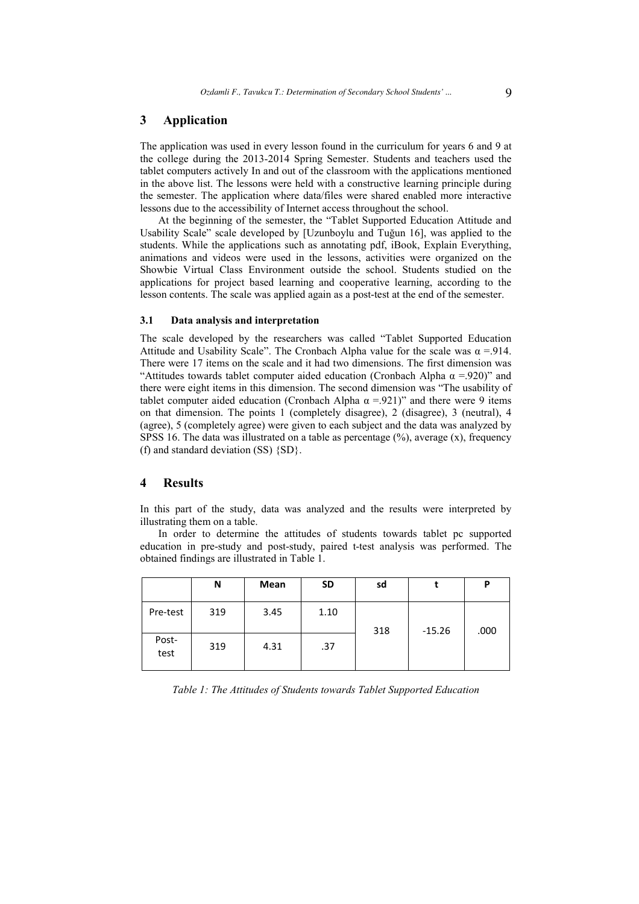## 3 Application

The application was used in every lesson found in the curriculum for years 6 and 9 at the college during the 2013-2014 Spring Semester. Students and teachers used the tablet computers actively In and out of the classroom with the applications mentioned in the above list. The lessons were held with a constructive learning principle during the semester. The application where data/files were shared enabled more interactive lessons due to the accessibility of Internet access throughout the school.

At the beginning of the semester, the "Tablet Supported Education Attitude and Usability Scale" scale developed by [Uzunboylu and Tuğun 16], was applied to the students. While the applications such as annotating pdf, iBook, Explain Everything, animations and videos were used in the lessons, activities were organized on the Showbie Virtual Class Environment outside the school. Students studied on the applications for project based learning and cooperative learning, according to the lesson contents. The scale was applied again as a post-test at the end of the semester.

### 3.1 Data analysis and interpretation

The scale developed by the researchers was called "Tablet Supported Education Attitude and Usability Scale". The Cronbach Alpha value for the scale was $\alpha$ =.914. There were 17 items on the scale and it had two dimensions. The first dimension was "Attitudes towards tablet computer aided education (Cronbach Alpha $\alpha$ =.920)" and there were eight items in this dimension. The second dimension was "The usability of tablet computer aided education (Cronbach Alpha $\alpha$ =.921)" and there were 9 items on that dimension. The points 1 (completely disagree), 2 (disagree), 3 (neutral), 4 (agree), 5 (completely agree) were given to each subject and the data was analyzed by SPSS 16. The data was illustrated on a table as percentage (%), average (x), frequency (f) and standard deviation (SS) {SD}.

## 4 Results

In this part of the study, data was analyzed and the results were interpreted by illustrating them on a table.

In order to determine the attitudes of students towards tablet pc supported education in pre-study and post-study, paired t-test analysis was performed. The obtained findings are illustrated in Table 1.

| | N | Mean | SD | sd | t | P |
|---|---|---|---|---|---|---|
| Pre-test | 319 | 3.45 | 1.10 | 318 | -15.26 | .000 |
| Post-test | 319 | 4.31 | .37 | | | |

*Table 1: The Attitudes of Students towards Tablet Supported Education*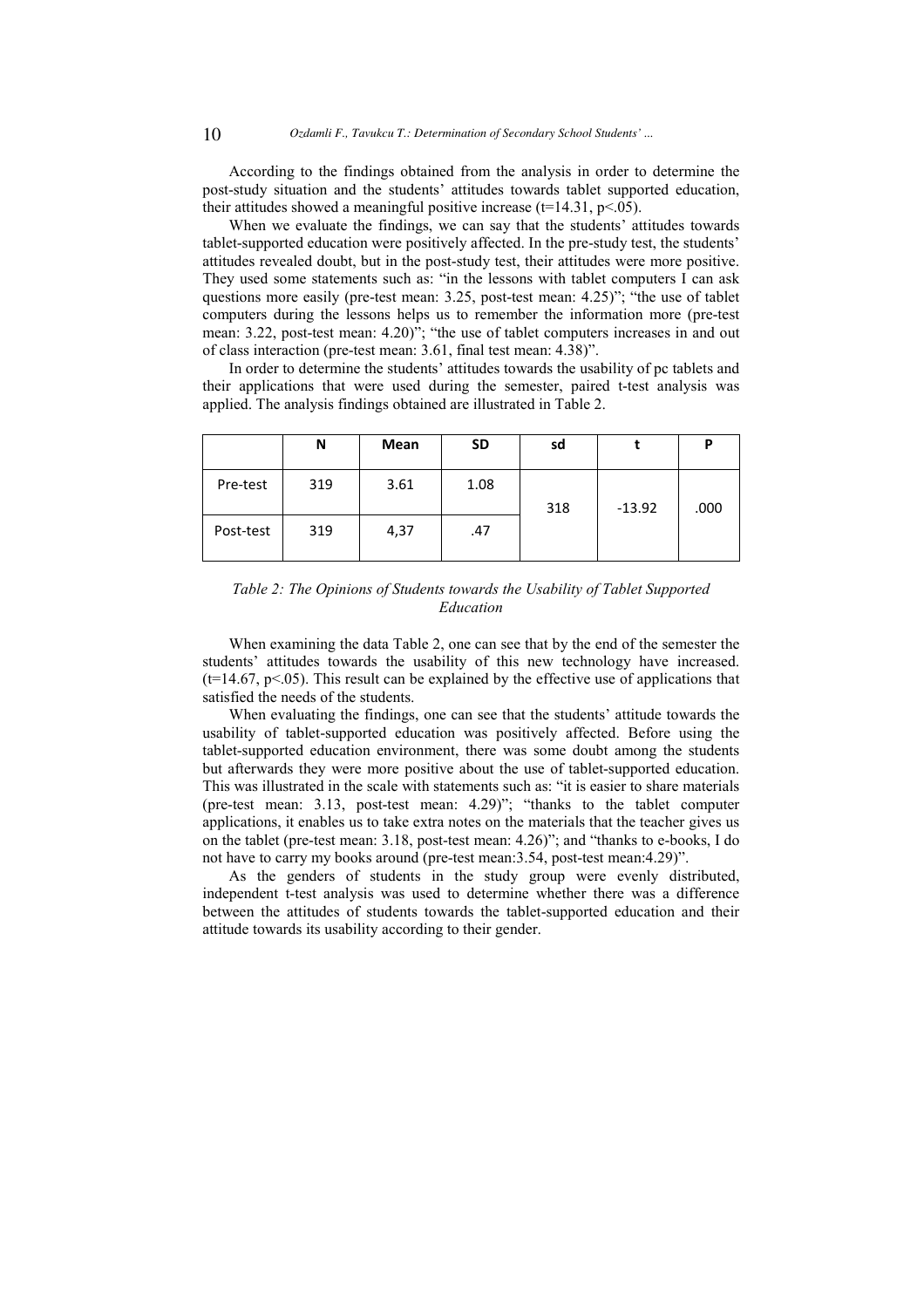According to the findings obtained from the analysis in order to determine the post-study situation and the students' attitudes towards tablet supported education, their attitudes showed a meaningful positive increase ($t=14.31$, $p<.05$).

When we evaluate the findings, we can say that the students' attitudes towards tablet-supported education were positively affected. In the pre-study test, the students' attitudes revealed doubt, but in the post-study test, their attitudes were more positive. They used some statements such as: "in the lessons with tablet computers I can ask questions more easily (pre-test mean: 3.25, post-test mean: 4.25)"; "the use of tablet computers during the lessons helps us to remember the information more (pre-test mean: 3.22, post-test mean: 4.20)"; "the use of tablet computers increases in and out of class interaction (pre-test mean: 3.61, final test mean: 4.38)".

In order to determine the students' attitudes towards the usability of pc tablets and their applications that were used during the semester, paired t-test analysis was applied. The analysis findings obtained are illustrated in Table 2.

| | N | Mean | SD | sd | t | P |
|---|---|---|---|---|---|---|
| Pre-test | 319 | 3.61 | 1.08 | 318 | -13.92 | .000 |
| Post-test | 319 | 4,37 | .47 | | | |

*Table 2: The Opinions of Students towards the Usability of Tablet Supported Education*

When examining the data Table 2, one can see that by the end of the semester the students' attitudes towards the usability of this new technology have increased. ($t=14.67$, $p<.05$). This result can be explained by the effective use of applications that satisfied the needs of the students.

When evaluating the findings, one can see that the students' attitude towards the usability of tablet-supported education was positively affected. Before using the tablet-supported education environment, there was some doubt among the students but afterwards they were more positive about the use of tablet-supported education. This was illustrated in the scale with statements such as: "it is easier to share materials (pre-test mean: 3.13, post-test mean: 4.29)"; "thanks to the tablet computer applications, it enables us to take extra notes on the materials that the teacher gives us on the tablet (pre-test mean: 3.18, post-test mean: 4.26)"; and "thanks to e-books, I do not have to carry my books around (pre-test mean:3.54, post-test mean:4.29)".

As the genders of students in the study group were evenly distributed, independent t-test analysis was used to determine whether there was a difference between the attitudes of students towards the tablet-supported education and their attitude towards its usability according to their gender.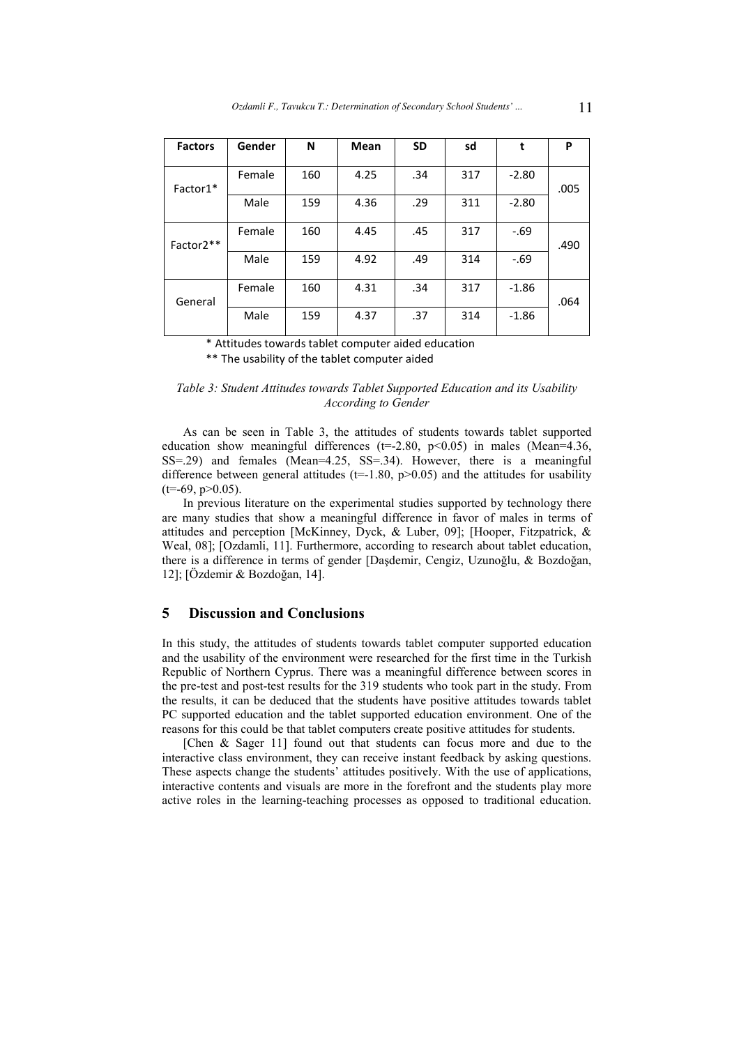| Factors | Gender | N | Mean | SD | sd | t | P |
|---|---|---|---|---|---|---|---|
| Factor1* | Female | 160 | 4.25 | .34 | 317 | -2.80 | .005 |
| | Male | 159 | 4.36 | .29 | 311 | -2.80 | |
| Factor2** | Female | 160 | 4.45 | .45 | 317 | -.69 | .490 |
| | Male | 159 | 4.92 | .49 | 314 | -.69 | |
| General | Female | 160 | 4.31 | .34 | 317 | -1.86 | .064 |
| | Male | 159 | 4.37 | .37 | 314 | -1.86 | |

\* Attitudes towards tablet computer aided education

\*\* The usability of the tablet computer aided

*Table 3: Student Attitudes towards Tablet Supported Education and its Usability According to Gender*

As can be seen in Table 3, the attitudes of students towards tablet supported education show meaningful differences ($t=-2.80$, $p<0.05$) in males (Mean=4.36, SS=.29) and females (Mean=4.25, SS=.34). However, there is a meaningful difference between general attitudes ($t=-1.80$, $p>0.05$) and the attitudes for usability ($t=-69$, $p>0.05$).

In previous literature on the experimental studies supported by technology there are many studies that show a meaningful difference in favor of males in terms of attitudes and perception [McKinney, Dyck, & Luber, 09]; [Hooper, Fitzpatrick, & Weal, 08]; [Ozdamli, 11]. Furthermore, according to research about tablet education, there is a difference in terms of gender [Daşdemir, Cengiz, Uzunoğlu, & Bozdoğan, 12]; [Özdemir & Bozdoğan, 14].

## 5 Discussion and Conclusions

In this study, the attitudes of students towards tablet computer supported education and the usability of the environment were researched for the first time in the Turkish Republic of Northern Cyprus. There was a meaningful difference between scores in the pre-test and post-test results for the 319 students who took part in the study. From the results, it can be deduced that the students have positive attitudes towards tablet PC supported education and the tablet supported education environment. One of the reasons for this could be that tablet computers create positive attitudes for students.

[Chen & Sager 11] found out that students can focus more and due to the interactive class environment, they can receive instant feedback by asking questions. These aspects change the students' attitudes positively. With the use of applications, interactive contents and visuals are more in the forefront and the students play more active roles in the learning-teaching processes as opposed to traditional education.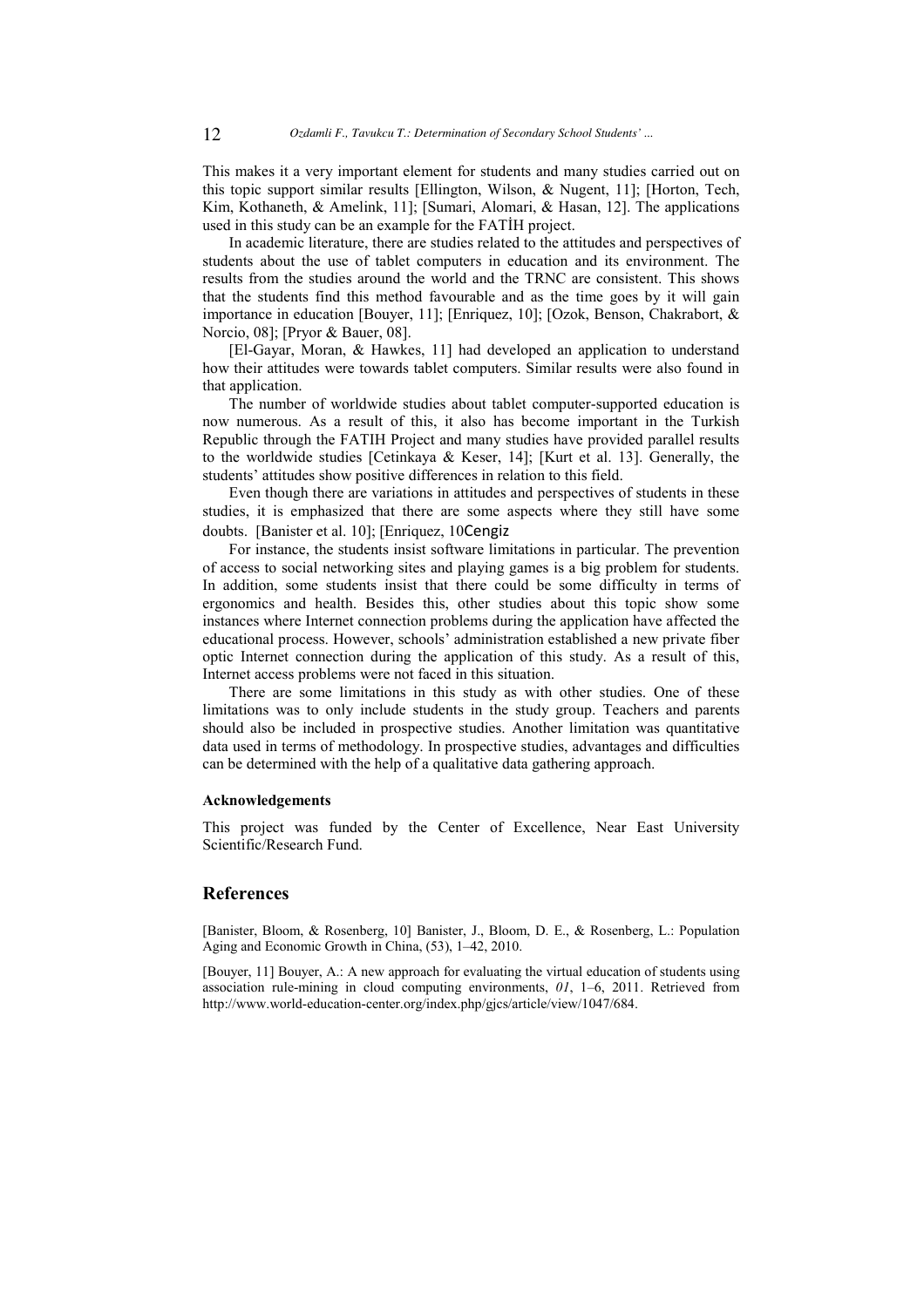This makes it a very important element for students and many studies carried out on this topic support similar results [Ellington, Wilson, & Nugent, 11]; [Horton, Tech, Kim, Kothaneth, & Amelink, 11]; [Sumari, Alomari, & Hasan, 12]. The applications used in this study can be an example for the FATİH project.

In academic literature, there are studies related to the attitudes and perspectives of students about the use of tablet computers in education and its environment. The results from the studies around the world and the TRNC are consistent. This shows that the students find this method favourable and as the time goes by it will gain importance in education [Bouyer, 11]; [Enriquez, 10]; [Ozok, Benson, Chakrabort, & Norcio, 08]; [Pryor & Bauer, 08].

[El-Gayar, Moran, & Hawkes, 11] had developed an application to understand how their attitudes were towards tablet computers. Similar results were also found in that application.

The number of worldwide studies about tablet computer-supported education is now numerous. As a result of this, it also has become important in the Turkish Republic through the FATIH Project and many studies have provided parallel results to the worldwide studies [Cetinkaya & Keser, 14]; [Kurt et al. 13]. Generally, the students' attitudes show positive differences in relation to this field.

Even though there are variations in attitudes and perspectives of students in these studies, it is emphasized that there are some aspects where they still have some doubts. [Banister et al. 10]; [Enriquez, 10Cengiz

For instance, the students insist software limitations in particular. The prevention of access to social networking sites and playing games is a big problem for students. In addition, some students insist that there could be some difficulty in terms of ergonomics and health. Besides this, other studies about this topic show some instances where Internet connection problems during the application have affected the educational process. However, schools' administration established a new private fiber optic Internet connection during the application of this study. As a result of this, Internet access problems were not faced in this situation.

There are some limitations in this study as with other studies. One of these limitations was to only include students in the study group. Teachers and parents should also be included in prospective studies. Another limitation was quantitative data used in terms of methodology. In prospective studies, advantages and difficulties can be determined with the help of a qualitative data gathering approach.

**Acknowledgements**

This project was funded by the Center of Excellence, Near East University Scientific/Research Fund.

## References

[Banister, Bloom, & Rosenberg, 10] Banister, J., Bloom, D. E., & Rosenberg, L.: Population Aging and Economic Growth in China, (53), 1–42, 2010.

[Bouyer, 11] Bouyer, A.: A new approach for evaluating the virtual education of students using association rule-mining in cloud computing environments, *01*, 1–6, 2011. Retrieved from http://www.world-education-center.org/index.php/gjcs/article/view/1047/684.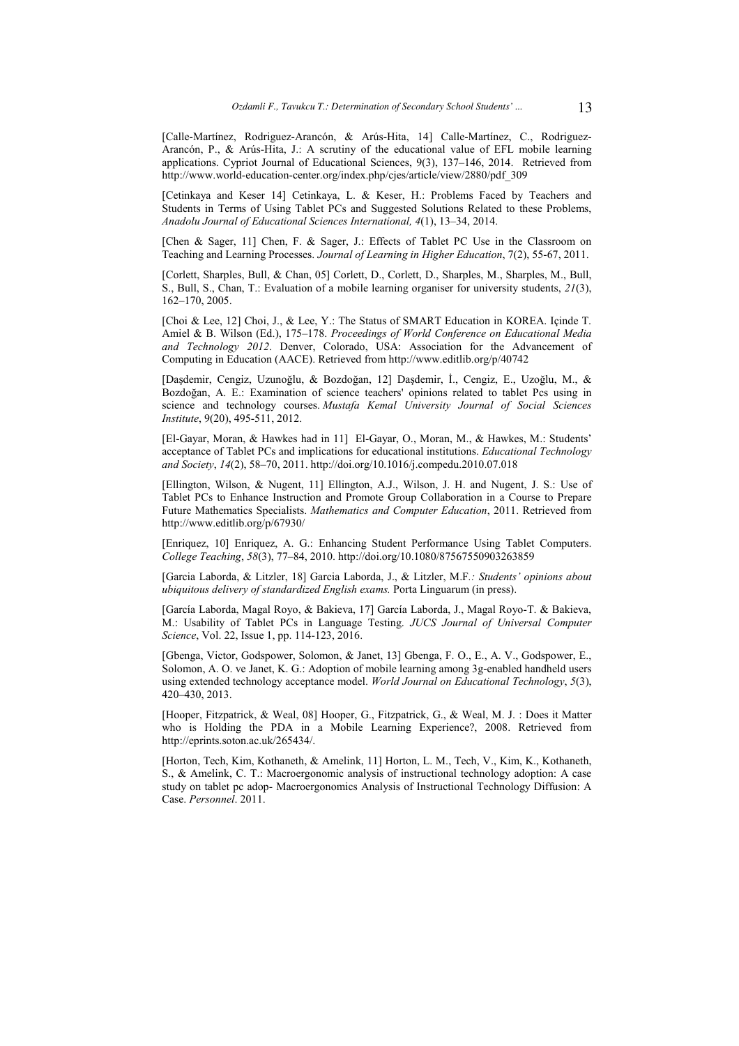[Calle-Martínez, Rodriguez-Arancón, & Arús-Hita, 14] Calle-Martínez, C., Rodriguez-Arancón, P., & Arús-Hita, J.: A scrutiny of the educational value of EFL mobile learning applications. Cypriot Journal of Educational Sciences, 9(3), 137–146, 2014. Retrieved from http://www.world-education-center.org/index.php/cjes/article/view/2880/pdf_309

[Cetinkaya and Keser 14] Cetinkaya, L. & Keser, H.: Problems Faced by Teachers and Students in Terms of Using Tablet PCs and Suggested Solutions Related to these Problems, *Anadolu Journal of Educational Sciences International, 4*(1), 13–34, 2014.

[Chen & Sager, 11] Chen, F. & Sager, J.: Effects of Tablet PC Use in the Classroom on Teaching and Learning Processes. *Journal of Learning in Higher Education*, 7(2), 55-67, 2011.

[Corlett, Sharples, Bull, & Chan, 05] Corlett, D., Corlett, D., Sharples, M., Sharples, M., Bull, S., Bull, S., Chan, T.: Evaluation of a mobile learning organiser for university students, *21*(3), 162–170, 2005.

[Choi & Lee, 12] Choi, J., & Lee, Y.: The Status of SMART Education in KOREA. Içinde T. Amiel & B. Wilson (Ed.), 175–178. *Proceedings of World Conference on Educational Media and Technology 2012*. Denver, Colorado, USA: Association for the Advancement of Computing in Education (AACE). Retrieved from http://www.editlib.org/p/40742

[Daşdemir, Cengiz, Uzunoğlu, & Bozdoğan, 12] Daşdemir, İ., Cengiz, E., Uzoğlu, M., & Bozdoğan, A. E.: Examination of science teachers' opinions related to tablet Pcs using in science and technology courses. *Mustafa Kemal University Journal of Social Sciences Institute*, 9(20), 495-511, 2012.

[El-Gayar, Moran, & Hawkes had in 11] El-Gayar, O., Moran, M., & Hawkes, M.: Students' acceptance of Tablet PCs and implications for educational institutions. *Educational Technology and Society*, *14*(2), 58–70, 2011. http://doi.org/10.1016/j.compedu.2010.07.018

[Ellington, Wilson, & Nugent, 11] Ellington, A.J., Wilson, J. H. and Nugent, J. S.: Use of Tablet PCs to Enhance Instruction and Promote Group Collaboration in a Course to Prepare Future Mathematics Specialists. *Mathematics and Computer Education*, 2011. Retrieved from http://www.editlib.org/p/67930/

[Enriquez, 10] Enriquez, A. G.: Enhancing Student Performance Using Tablet Computers. *College Teaching*, *58*(3), 77–84, 2010. http://doi.org/10.1080/87567550903263859

[Garcia Laborda, & Litzler, 18] Garcia Laborda, J., & Litzler, M.F.*: Students' opinions about ubiquitous delivery of standardized English exams.* Porta Linguarum (in press).

[García Laborda, Magal Royo, & Bakieva, 17] García Laborda, J., Magal Royo-T. & Bakieva, M.: Usability of Tablet PCs in Language Testing. *JUCS Journal of Universal Computer Science*, Vol. 22, Issue 1, pp. 114-123, 2016.

[Gbenga, Victor, Godspower, Solomon, & Janet, 13] Gbenga, F. O., E., A. V., Godspower, E., Solomon, A. O. ve Janet, K. G.: Adoption of mobile learning among 3g-enabled handheld users using extended technology acceptance model. *World Journal on Educational Technology*, *5*(3), 420–430, 2013.

[Hooper, Fitzpatrick, & Weal, 08] Hooper, G., Fitzpatrick, G., & Weal, M. J. : Does it Matter who is Holding the PDA in a Mobile Learning Experience?, 2008. Retrieved from http://eprints.soton.ac.uk/265434/.

[Horton, Tech, Kim, Kothaneth, & Amelink, 11] Horton, L. M., Tech, V., Kim, K., Kothaneth, S., & Amelink, C. T.: Macroergonomic analysis of instructional technology adoption: A case study on tablet pc adop- Macroergonomics Analysis of Instructional Technology Diffusion: A Case. *Personnel*. 2011.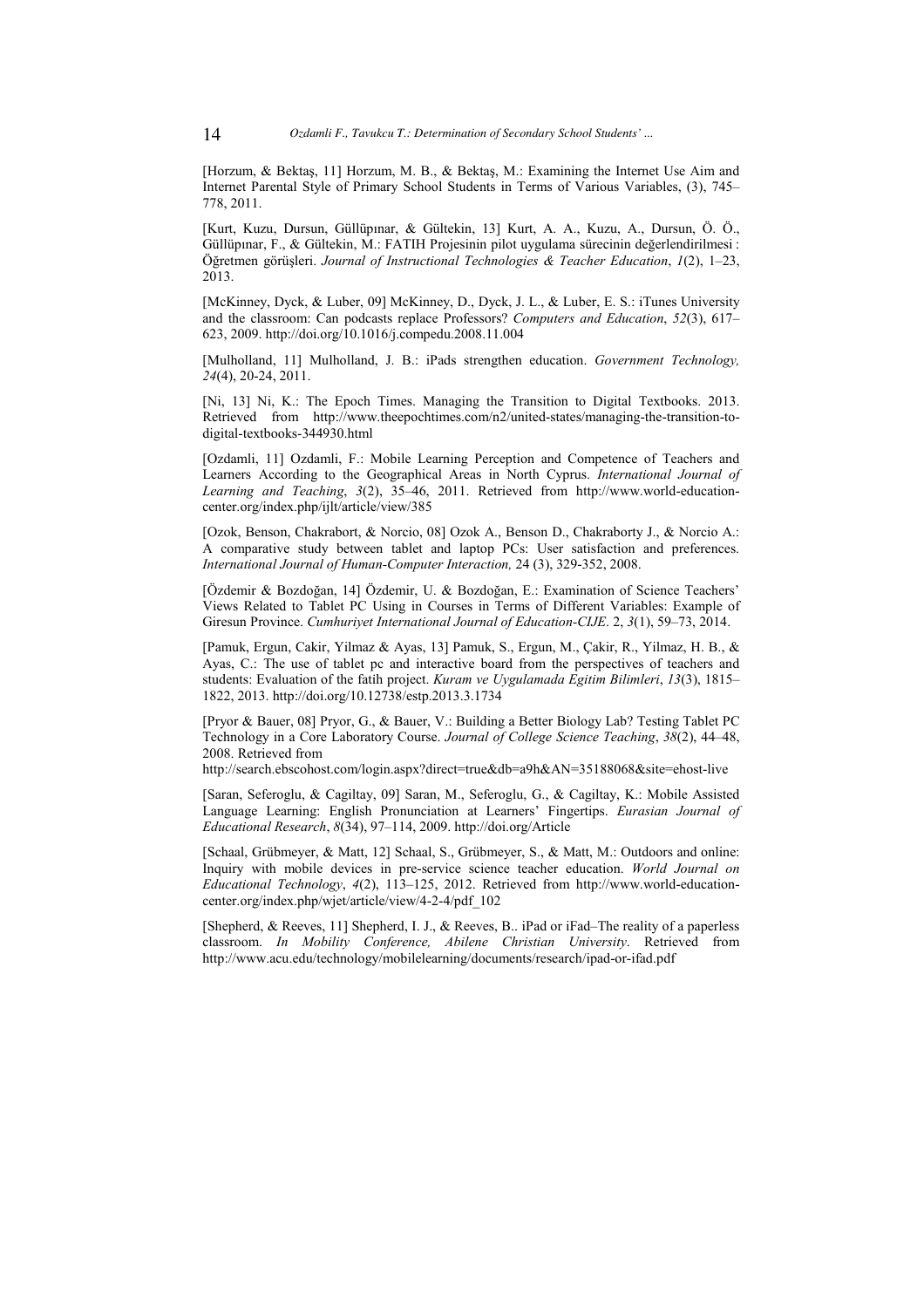[Horzum, & Bektaş, 11] Horzum, M. B., & Bektaş, M.: Examining the Internet Use Aim and Internet Parental Style of Primary School Students in Terms of Various Variables, (3), 745–778, 2011.

[Kurt, Kuzu, Dursun, Güllüpınar, & Gültekin, 13] Kurt, A. A., Kuzu, A., Dursun, Ö. Ö., Güllüpınar, F., & Gültekin, M.: FATIH Projesinin pilot uygulama sürecinin değerlendirilmesi : Öğretmen görüşleri. *Journal of Instructional Technologies & Teacher Education*, *1*(2), 1–23, 2013.

[McKinney, Dyck, & Luber, 09] McKinney, D., Dyck, J. L., & Luber, E. S.: iTunes University and the classroom: Can podcasts replace Professors? *Computers and Education*, *52*(3), 617–623, 2009. http://doi.org/10.1016/j.compedu.2008.11.004

[Mulholland, 11] Mulholland, J. B.: iPads strengthen education. *Government Technology, 24*(4), 20-24, 2011.

[Ni, 13] Ni, K.: The Epoch Times. Managing the Transition to Digital Textbooks. 2013. Retrieved from http://www.theepochtimes.com/n2/united-states/managing-the-transition-to-digital-textbooks-344930.html

[Ozdamli, 11] Ozdamli, F.: Mobile Learning Perception and Competence of Teachers and Learners According to the Geographical Areas in North Cyprus. *International Journal of Learning and Teaching*, *3*(2), 35–46, 2011. Retrieved from http://www.world-education-center.org/index.php/ijlt/article/view/385

[Ozok, Benson, Chakrabort, & Norcio, 08] Ozok A., Benson D., Chakraborty J., & Norcio A.: A comparative study between tablet and laptop PCs: User satisfaction and preferences. *International Journal of Human-Computer Interaction,* 24 (3), 329-352, 2008.

[Özdemir & Bozdoğan, 14] Özdemir, U. & Bozdoğan, E.: Examination of Science Teachers' Views Related to Tablet PC Using in Courses in Terms of Different Variables: Example of Giresun Province. *Cumhuriyet International Journal of Education-CIJE*. 2, *3*(1), 59–73, 2014.

[Pamuk, Ergun, Cakir, Yilmaz & Ayas, 13] Pamuk, S., Ergun, M., Çakir, R., Yilmaz, H. B., & Ayas, C.: The use of tablet pc and interactive board from the perspectives of teachers and students: Evaluation of the fatih project. *Kuram ve Uygulamada Egitim Bilimleri*, *13*(3), 1815–1822, 2013. http://doi.org/10.12738/estp.2013.3.1734

[Pryor & Bauer, 08] Pryor, G., & Bauer, V.: Building a Better Biology Lab? Testing Tablet PC Technology in a Core Laboratory Course. *Journal of College Science Teaching*, *38*(2), 44–48, 2008. Retrieved from http://search.ebscohost.com/login.aspx?direct=true&db=a9h&AN=35188068&site=ehost-live

[Saran, Seferoglu, & Cagiltay, 09] Saran, M., Seferoglu, G., & Cagiltay, K.: Mobile Assisted Language Learning: English Pronunciation at Learners' Fingertips. *Eurasian Journal of Educational Research*, *8*(34), 97–114, 2009. http://doi.org/Article

[Schaal, Grübmeyer, & Matt, 12] Schaal, S., Grübmeyer, S., & Matt, M.: Outdoors and online: Inquiry with mobile devices in pre-service science teacher education. *World Journal on Educational Technology*, *4*(2), 113–125, 2012. Retrieved from http://www.world-education-center.org/index.php/wjet/article/view/4-2-4/pdf_102

[Shepherd, & Reeves, 11] Shepherd, I. J., & Reeves, B.. iPad or iFad–The reality of a paperless classroom. *In Mobility Conference, Abilene Christian University*. Retrieved from http://www.acu.edu/technology/mobilelearning/documents/research/ipad-or-ifad.pdf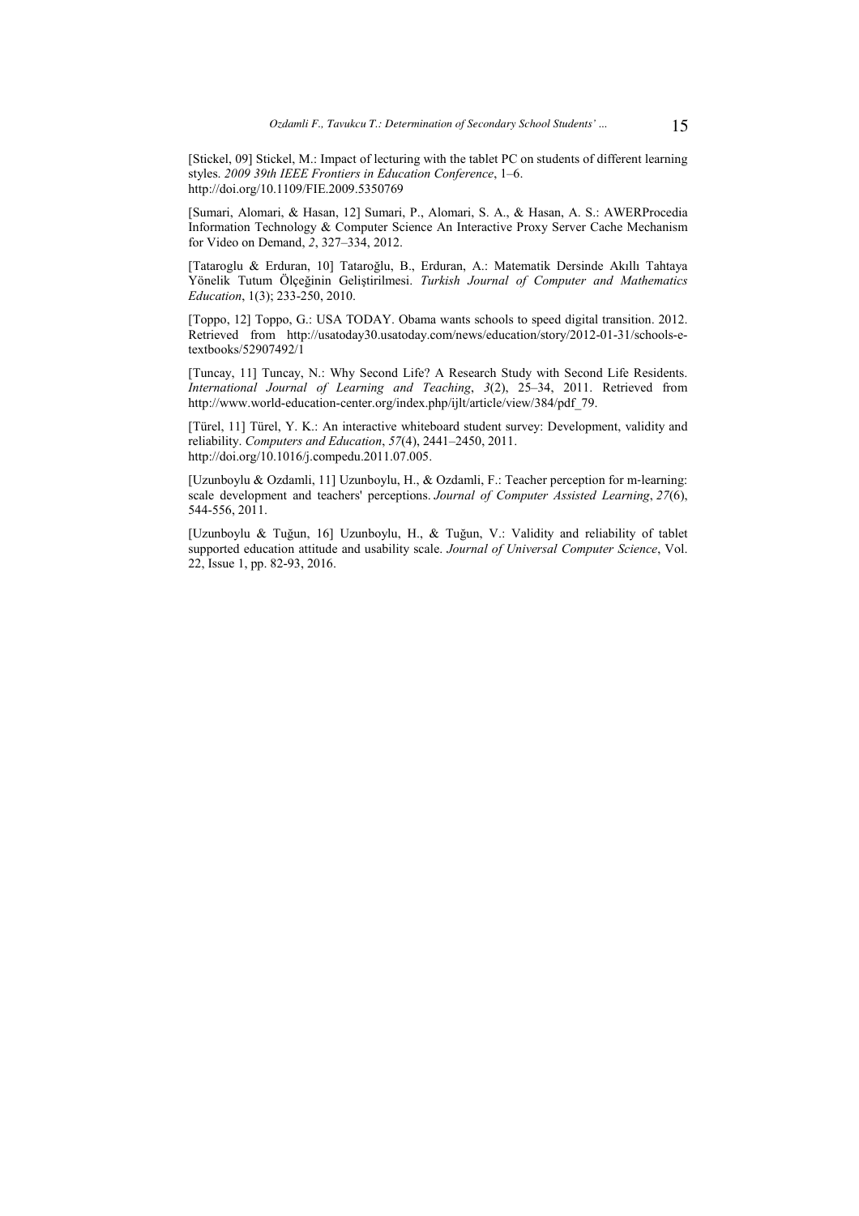[Stickel, 09] Stickel, M.: Impact of lecturing with the tablet PC on students of different learning styles. *2009 39th IEEE Frontiers in Education Conference*, 1–6. http://doi.org/10.1109/FIE.2009.5350769

[Sumari, Alomari, & Hasan, 12] Sumari, P., Alomari, S. A., & Hasan, A. S.: AWERProcedia Information Technology & Computer Science An Interactive Proxy Server Cache Mechanism for Video on Demand, *2*, 327–334, 2012.

[Tataroglu & Erduran, 10] Tataroğlu, B., Erduran, A.: Matematik Dersinde Akıllı Tahtaya Yönelik Tutum Ölçeğinin Geliştirilmesi. *Turkish Journal of Computer and Mathematics Education*, 1(3); 233-250, 2010.

[Toppo, 12] Toppo, G.: USA TODAY. Obama wants schools to speed digital transition. 2012. Retrieved from http://usatoday30.usatoday.com/news/education/story/2012-01-31/schools-e-textbooks/52907492/1

[Tuncay, 11] Tuncay, N.: Why Second Life? A Research Study with Second Life Residents. *International Journal of Learning and Teaching*, *3*(2), 25–34, 2011. Retrieved from http://www.world-education-center.org/index.php/ijlt/article/view/384/pdf_79.

[Türel, 11] Türel, Y. K.: An interactive whiteboard student survey: Development, validity and reliability. *Computers and Education*, *57*(4), 2441–2450, 2011. http://doi.org/10.1016/j.compedu.2011.07.005.

[Uzunboylu & Ozdamli, 11] Uzunboylu, H., & Ozdamli, F.: Teacher perception for m-learning: scale development and teachers' perceptions. *Journal of Computer Assisted Learning*, *27*(6), 544-556, 2011.

[Uzunboylu & Tuğun, 16] Uzunboylu, H., & Tuğun, V.: Validity and reliability of tablet supported education attitude and usability scale. *Journal of Universal Computer Science*, Vol. 22, Issue 1, pp. 82-93, 2016.